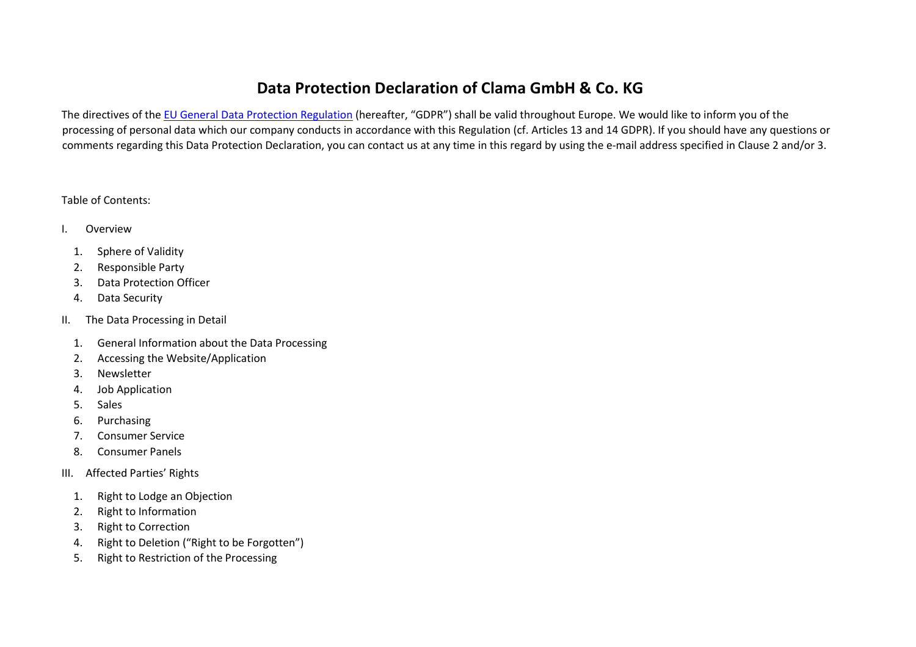# Data Protection Declaration of Clama GmbH & Co. KG

The directives of the [EU General Data Protection Regulation] (hereafter, "GDPR") shall be valid throughout Europe. We would like to inform you of the processing of personal data which our company conducts in accordance with this Regulation (cf. Articles 13 and 14 GDPR). If you should have any questions or comments regarding this Data Protection Declaration, you can contact us at any time in this regard by using the e-mail address specified in Clause 2 and/or 3.

Table of Contents:

I. Overview

1. Sphere of Validity
2. Responsible Party
3. Data Protection Officer
4. Data Security

II. The Data Processing in Detail

1. General Information about the Data Processing
2. Accessing the Website/Application
3. Newsletter
4. Job Application
5. Sales
6. Purchasing
7. Consumer Service
8. Consumer Panels

III. Affected Parties' Rights

1. Right to Lodge an Objection
2. Right to Information
3. Right to Correction
4. Right to Deletion ("Right to be Forgotten")
5. Right to Restriction of the Processing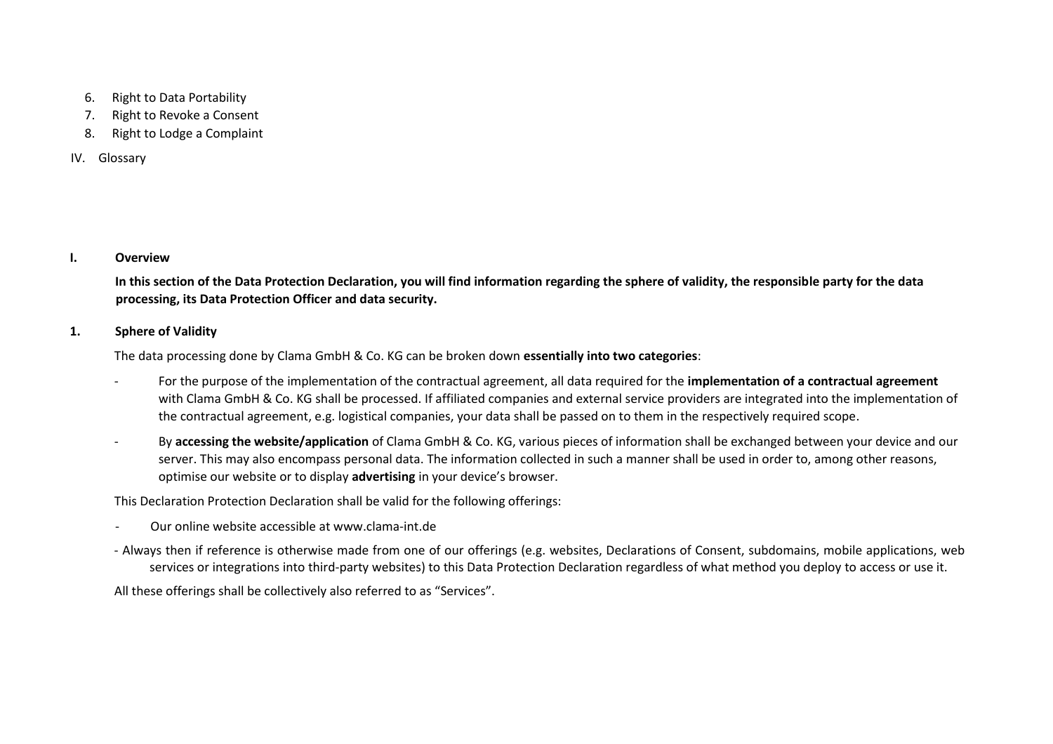6. Right to Data Portability
7. Right to Revoke a Consent
8. Right to Lodge a Complaint

IV. Glossary

## I. Overview

**In this section of the Data Protection Declaration, you will find information regarding the sphere of validity, the responsible party for the data processing, its Data Protection Officer and data security.**

### 1. Sphere of Validity

The data processing done by Clama GmbH & Co. KG can be broken down **essentially into two categories**:

- For the purpose of the implementation of the contractual agreement, all data required for the **implementation of a contractual agreement** with Clama GmbH & Co. KG shall be processed. If affiliated companies and external service providers are integrated into the implementation of the contractual agreement, e.g. logistical companies, your data shall be passed on to them in the respectively required scope.
- By **accessing the website/application** of Clama GmbH & Co. KG, various pieces of information shall be exchanged between your device and our server. This may also encompass personal data. The information collected in such a manner shall be used in order to, among other reasons, optimise our website or to display **advertising** in your device's browser.

This Declaration Protection Declaration shall be valid for the following offerings:

- Our online website accessible at www.clama-int.de
- Always then if reference is otherwise made from one of our offerings (e.g. websites, Declarations of Consent, subdomains, mobile applications, web services or integrations into third-party websites) to this Data Protection Declaration regardless of what method you deploy to access or use it.

All these offerings shall be collectively also referred to as "Services".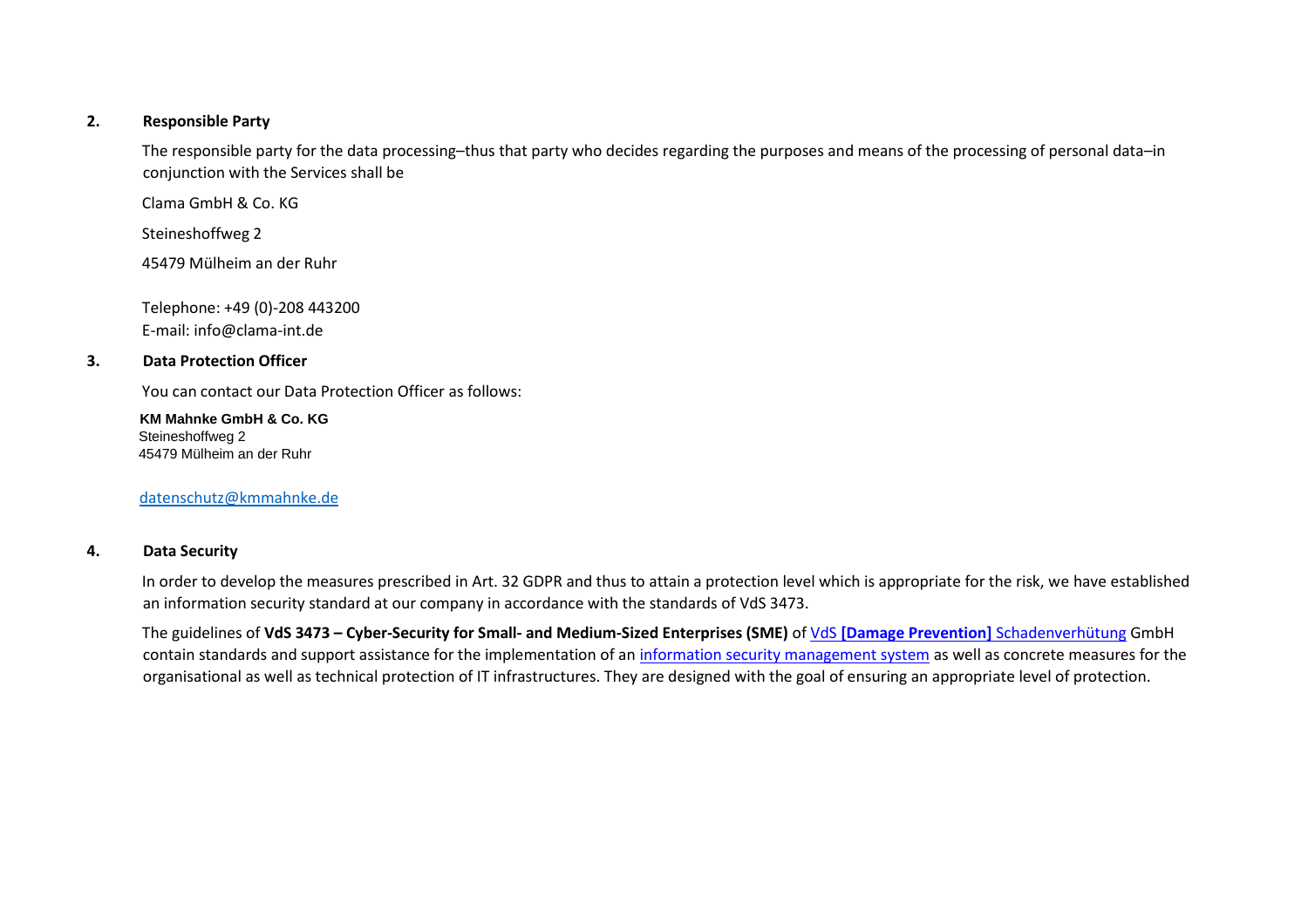## 2. Responsible Party

The responsible party for the data processing–thus that party who decides regarding the purposes and means of the processing of personal data–in conjunction with the Services shall be

Clama GmbH & Co. KG

Steineshoffweg 2

45479 Mülheim an der Ruhr

Telephone: +49 (0)-208 443200
E-mail: info@clama-int.de

## 3. Data Protection Officer

You can contact our Data Protection Officer as follows:

**KM Mahnke GmbH & Co. KG**
Steineshoffweg 2
45479 Mülheim an der Ruhr

datenschutz@kmmahnke.de

## 4. Data Security

In order to develop the measures prescribed in Art. 32 GDPR and thus to attain a protection level which is appropriate for the risk, we have established an information security standard at our company in accordance with the standards of VdS 3473.

The guidelines of **VdS 3473 – Cyber-Security for Small- and Medium-Sized Enterprises (SME)** of VdS **[Damage Prevention]** Schadenverhütung GmbH contain standards and support assistance for the implementation of an information security management system as well as concrete measures for the organisational as well as technical protection of IT infrastructures. They are designed with the goal of ensuring an appropriate level of protection.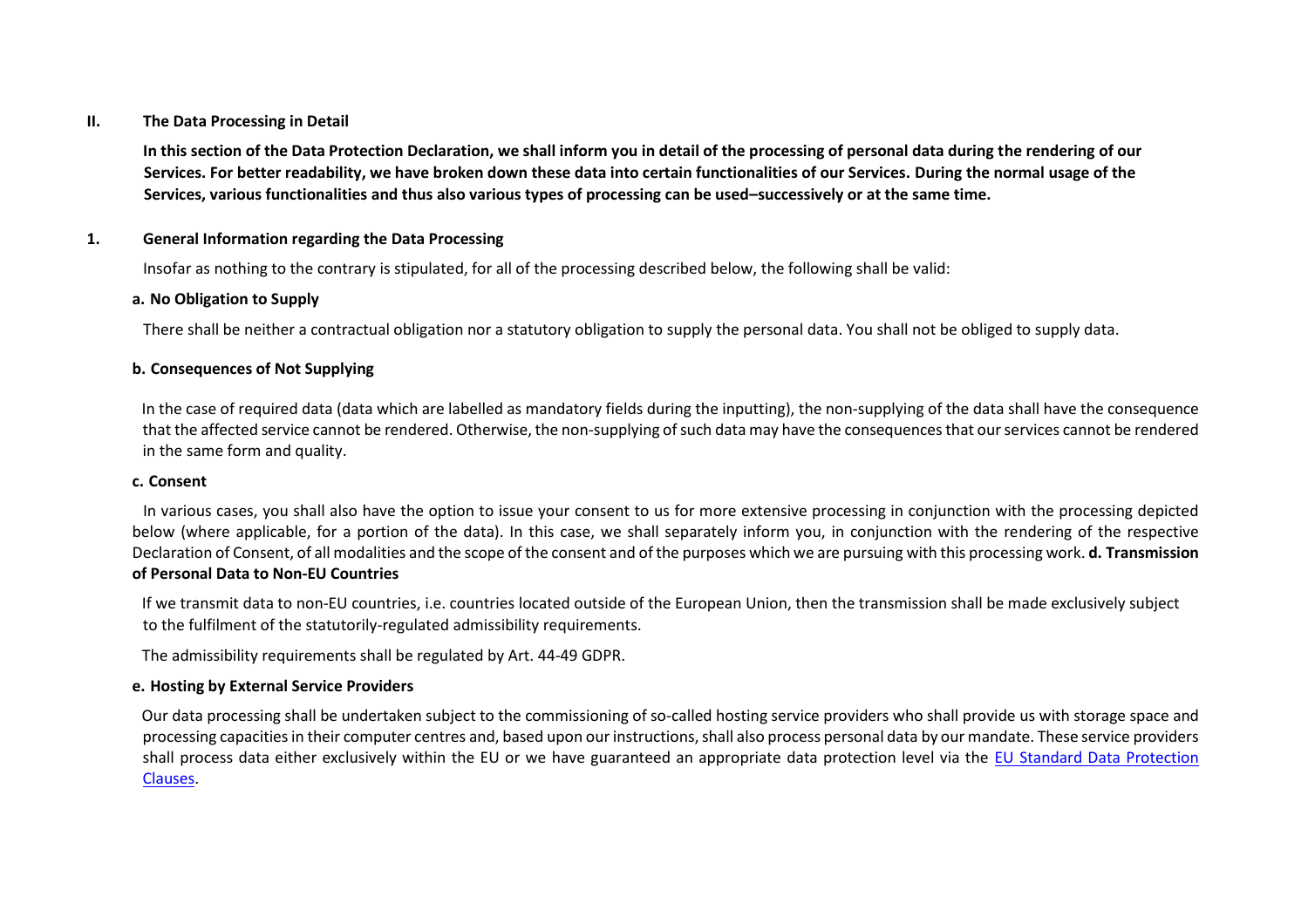## II. The Data Processing in Detail

**In this section of the Data Protection Declaration, we shall inform you in detail of the processing of personal data during the rendering of our Services. For better readability, we have broken down these data into certain functionalities of our Services. During the normal usage of the Services, various functionalities and thus also various types of processing can be used–successively or at the same time.**

### 1. General Information regarding the Data Processing

Insofar as nothing to the contrary is stipulated, for all of the processing described below, the following shall be valid:

#### a. No Obligation to Supply

There shall be neither a contractual obligation nor a statutory obligation to supply the personal data. You shall not be obliged to supply data.

#### b. Consequences of Not Supplying

In the case of required data (data which are labelled as mandatory fields during the inputting), the non-supplying of the data shall have the consequence that the affected service cannot be rendered. Otherwise, the non-supplying of such data may have the consequences that our services cannot be rendered in the same form and quality.

#### c. Consent

In various cases, you shall also have the option to issue your consent to us for more extensive processing in conjunction with the processing depicted below (where applicable, for a portion of the data). In this case, we shall separately inform you, in conjunction with the rendering of the respective Declaration of Consent, of all modalities and the scope of the consent and of the purposes which we are pursuing with this processing work.

#### d. Transmission of Personal Data to Non-EU Countries

If we transmit data to non-EU countries, i.e. countries located outside of the European Union, then the transmission shall be made exclusively subject to the fulfilment of the statutorily-regulated admissibility requirements.

The admissibility requirements shall be regulated by Art. 44-49 GDPR.

#### e. Hosting by External Service Providers

Our data processing shall be undertaken subject to the commissioning of so-called hosting service providers who shall provide us with storage space and processing capacities in their computer centres and, based upon our instructions, shall also process personal data by our mandate. These service providers shall process data either exclusively within the EU or we have guaranteed an appropriate data protection level via the EU Standard Data Protection Clauses.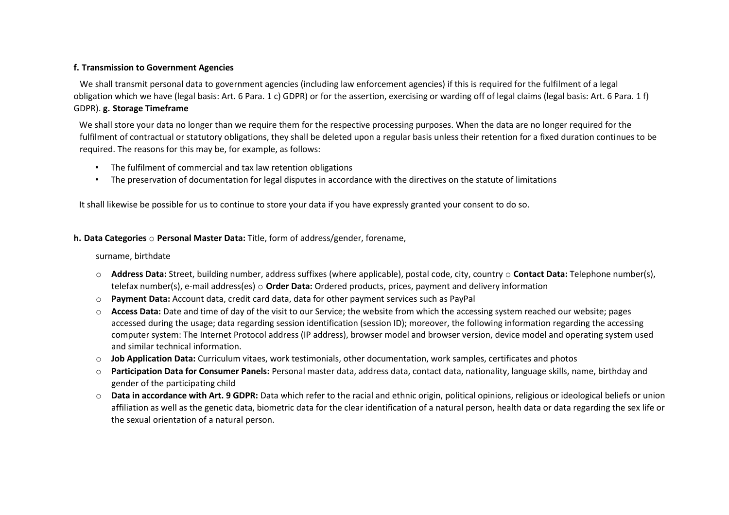#### f. Transmission to Government Agencies

We shall transmit personal data to government agencies (including law enforcement agencies) if this is required for the fulfilment of a legal obligation which we have (legal basis: Art. 6 Para. 1 c) GDPR) or for the assertion, exercising or warding off of legal claims (legal basis: Art. 6 Para. 1 f) GDPR).

#### g. Storage Timeframe

We shall store your data no longer than we require them for the respective processing purposes. When the data are no longer required for the fulfilment of contractual or statutory obligations, they shall be deleted upon a regular basis unless their retention for a fixed duration continues to be required. The reasons for this may be, for example, as follows:

- The fulfilment of commercial and tax law retention obligations
- The preservation of documentation for legal disputes in accordance with the directives on the statute of limitations

It shall likewise be possible for us to continue to store your data if you have expressly granted your consent to do so.

#### h. Data Categories

- **Personal Master Data:** Title, form of address/gender, forename, surname, birthdate
- **Address Data:** Street, building number, address suffixes (where applicable), postal code, city, country
- **Contact Data:** Telephone number(s), telefax number(s), e-mail address(es)
- **Order Data:** Ordered products, prices, payment and delivery information
- **Payment Data:** Account data, credit card data, data for other payment services such as PayPal
- **Access Data:** Date and time of day of the visit to our Service; the website from which the accessing system reached our website; pages accessed during the usage; data regarding session identification (session ID); moreover, the following information regarding the accessing computer system: The Internet Protocol address (IP address), browser model and browser version, device model and operating system used and similar technical information.
- **Job Application Data:** Curriculum vitaes, work testimonials, other documentation, work samples, certificates and photos
- **Participation Data for Consumer Panels:** Personal master data, address data, contact data, nationality, language skills, name, birthday and gender of the participating child
- **Data in accordance with Art. 9 GDPR:** Data which refer to the racial and ethnic origin, political opinions, religious or ideological beliefs or union affiliation as well as the genetic data, biometric data for the clear identification of a natural person, health data or data regarding the sex life or the sexual orientation of a natural person.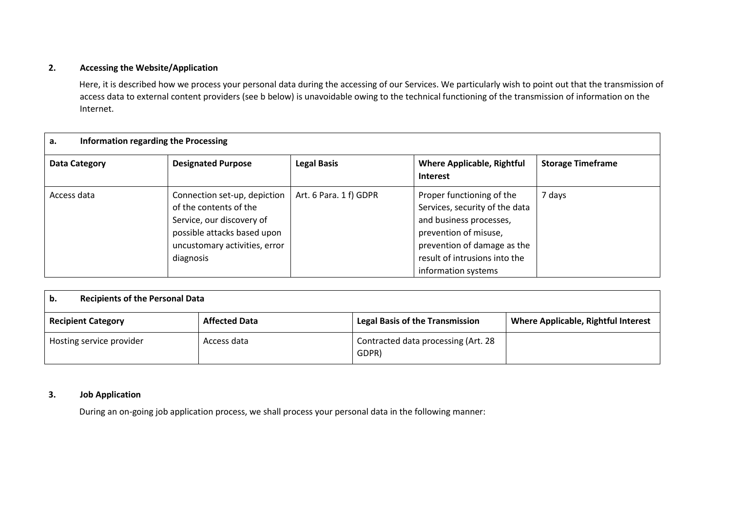## 2. Accessing the Website/Application

Here, it is described how we process your personal data during the accessing of our Services. We particularly wish to point out that the transmission of access data to external content providers (see b below) is unavoidable owing to the technical functioning of the transmission of information on the Internet.

| **a. Information regarding the Processing** | | | | |
|---|---|---|---|---|
| **Data Category** | **Designated Purpose** | **Legal Basis** | **Where Applicable, Rightful Interest** | **Storage Timeframe** |
| Access data | Connection set-up, depiction of the contents of the Service, our discovery of possible attacks based upon uncustomary activities, error diagnosis | Art. 6 Para. 1 f) GDPR | Proper functioning of the Services, security of the data and business processes, prevention of misuse, prevention of damage as the result of intrusions into the information systems | 7 days |

| **b. Recipients of the Personal Data** | | | |
|---|---|---|---|
| **Recipient Category** | **Affected Data** | **Legal Basis of the Transmission** | **Where Applicable, Rightful Interest** |
| Hosting service provider | Access data | Contracted data processing (Art. 28 GDPR) | |

## 3. Job Application

During an on-going job application process, we shall process your personal data in the following manner: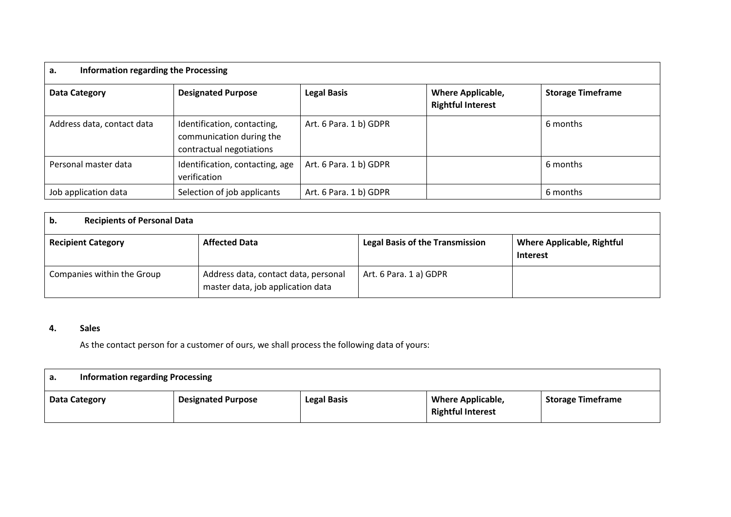| a. Information regarding the Processing | | | | |
|---|---|---|---|---|
| **Data Category** | **Designated Purpose** | **Legal Basis** | **Where Applicable, Rightful Interest** | **Storage Timeframe** |
| Address data, contact data | Identification, contacting, communication during the contractual negotiations | Art. 6 Para. 1 b) GDPR | | 6 months |
| Personal master data | Identification, contacting, age verification | Art. 6 Para. 1 b) GDPR | | 6 months |
| Job application data | Selection of job applicants | Art. 6 Para. 1 b) GDPR | | 6 months |

| b. Recipients of Personal Data | | | |
|---|---|---|---|
| **Recipient Category** | **Affected Data** | **Legal Basis of the Transmission** | **Where Applicable, Rightful Interest** |
| Companies within the Group | Address data, contact data, personal master data, job application data | Art. 6 Para. 1 a) GDPR | |

## 4. Sales

As the contact person for a customer of ours, we shall process the following data of yours:

| a. Information regarding Processing | | | | |
|---|---|---|---|---|
| **Data Category** | **Designated Purpose** | **Legal Basis** | **Where Applicable, Rightful Interest** | **Storage Timeframe** |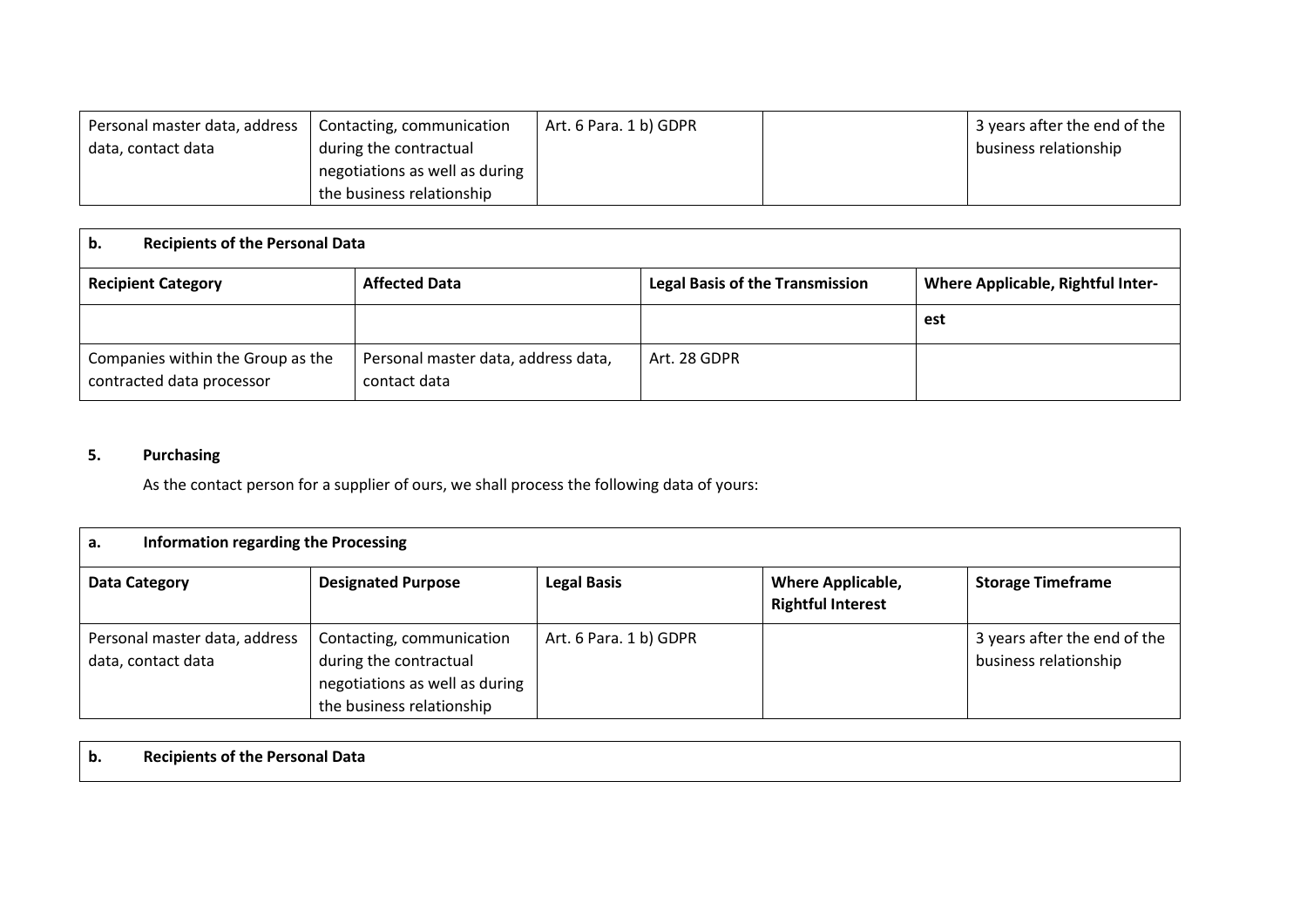| Personal master data, address data, contact data | Contacting, communication during the contractual negotiations as well as during the business relationship | Art. 6 Para. 1 b) GDPR | | 3 years after the end of the business relationship |
|---|---|---|---|---|

| **b. Recipients of the Personal Data** | | | |
|---|---|---|---|
| **Recipient Category** | **Affected Data** | **Legal Basis of the Transmission** | **Where Applicable, Rightful Interest** |
| Companies within the Group as the contracted data processor | Personal master data, address data, contact data | Art. 28 GDPR | |

## 5. Purchasing

As the contact person for a supplier of ours, we shall process the following data of yours:

| **a. Information regarding the Processing** | | | | |
|---|---|---|---|---|
| **Data Category** | **Designated Purpose** | **Legal Basis** | **Where Applicable, Rightful Interest** | **Storage Timeframe** |
| Personal master data, address data, contact data | Contacting, communication during the contractual negotiations as well as during the business relationship | Art. 6 Para. 1 b) GDPR | | 3 years after the end of the business relationship |

| **b. Recipients of the Personal Data** |
|---|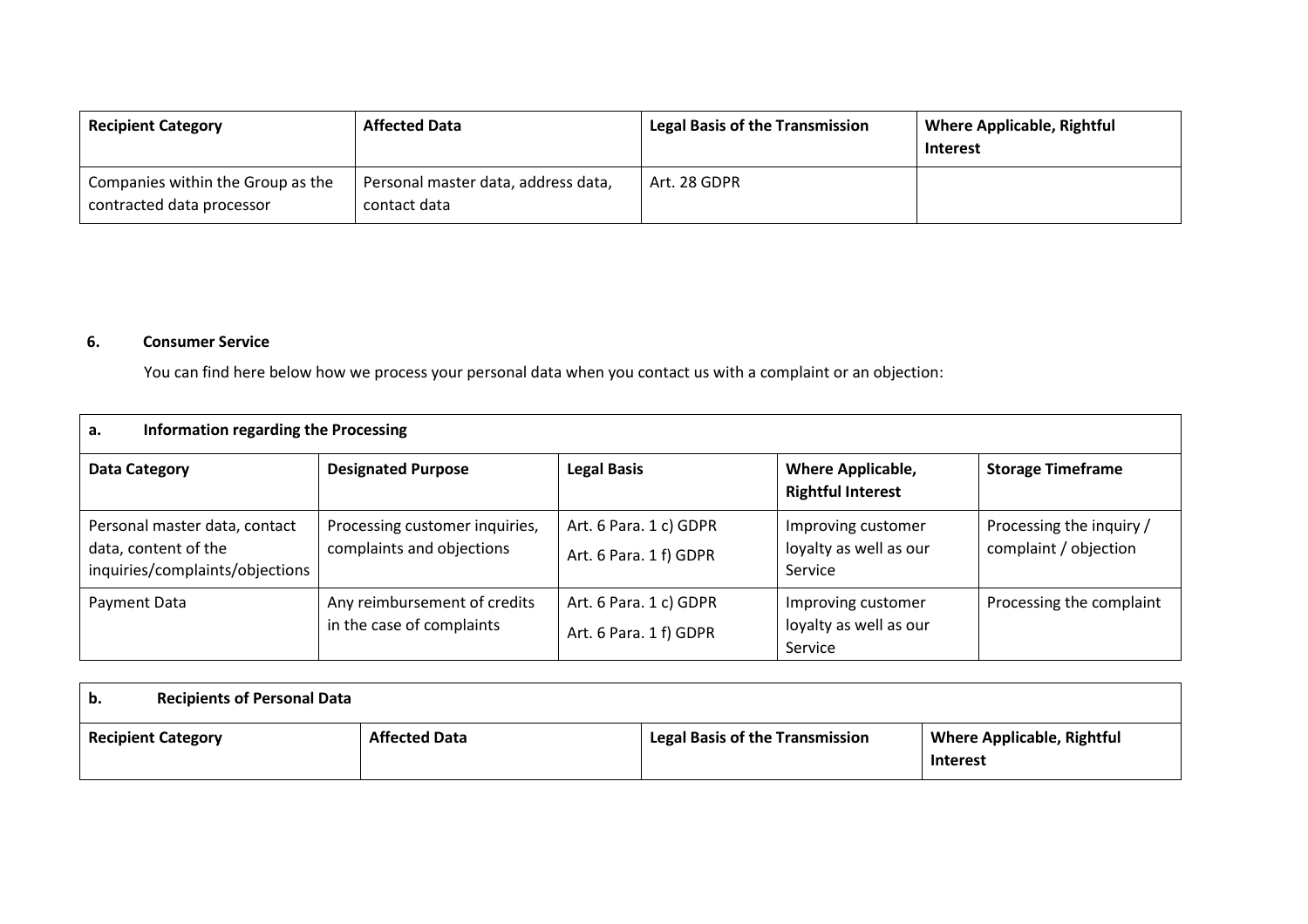| Recipient Category | Affected Data | Legal Basis of the Transmission | Where Applicable, Rightful Interest |
|---|---|---|---|
| Companies within the Group as the contracted data processor | Personal master data, address data, contact data | Art. 28 GDPR | |

**6. Consumer Service**

You can find here below how we process your personal data when you contact us with a complaint or an objection:

**a. Information regarding the Processing**

| Data Category | Designated Purpose | Legal Basis | Where Applicable, Rightful Interest | Storage Timeframe |
|---|---|---|---|---|
| Personal master data, contact data, content of the inquiries/complaints/objections | Processing customer inquiries, complaints and objections | Art. 6 Para. 1 c) GDPR<br>Art. 6 Para. 1 f) GDPR | Improving customer loyalty as well as our Service | Processing the inquiry / complaint / objection |
| Payment Data | Any reimbursement of credits in the case of complaints | Art. 6 Para. 1 c) GDPR<br>Art. 6 Para. 1 f) GDPR | Improving customer loyalty as well as our Service | Processing the complaint |

**b. Recipients of Personal Data**

| Recipient Category | Affected Data | Legal Basis of the Transmission | Where Applicable, Rightful Interest |
|---|---|---|---|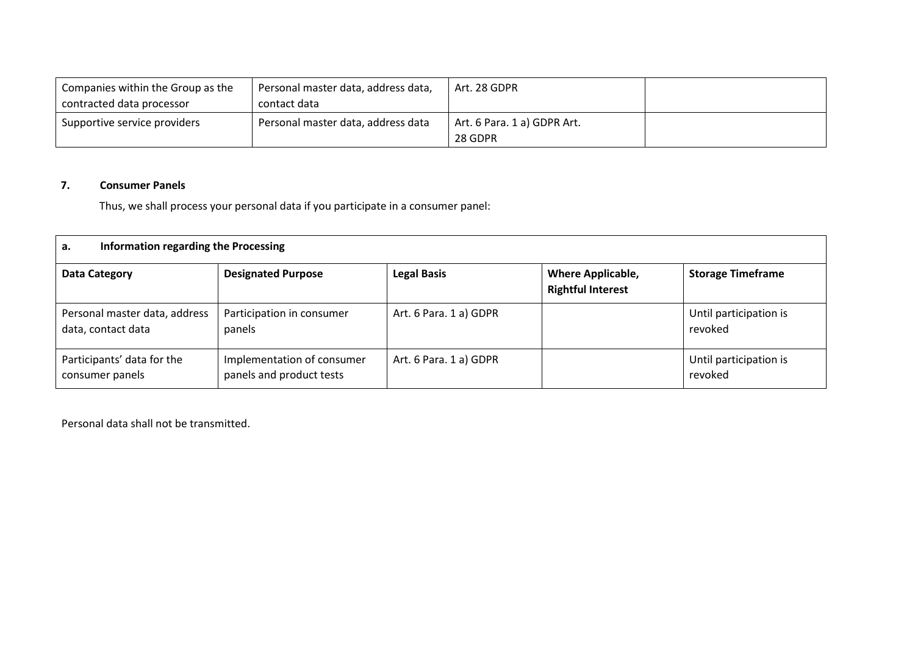| Companies within the Group as the contracted data processor | Personal master data, address data, contact data | Art. 28 GDPR | |
|---|---|---|---|
| Supportive service providers | Personal master data, address data | Art. 6 Para. 1 a) GDPR Art. 28 GDPR | |

**7. Consumer Panels**

Thus, we shall process your personal data if you participate in a consumer panel:

| **a. Information regarding the Processing** | | | | |
|---|---|---|---|---|
| **Data Category** | **Designated Purpose** | **Legal Basis** | **Where Applicable, Rightful Interest** | **Storage Timeframe** |
| Personal master data, address data, contact data | Participation in consumer panels | Art. 6 Para. 1 a) GDPR | | Until participation is revoked |
| Participants' data for the consumer panels | Implementation of consumer panels and product tests | Art. 6 Para. 1 a) GDPR | | Until participation is revoked |

Personal data shall not be transmitted.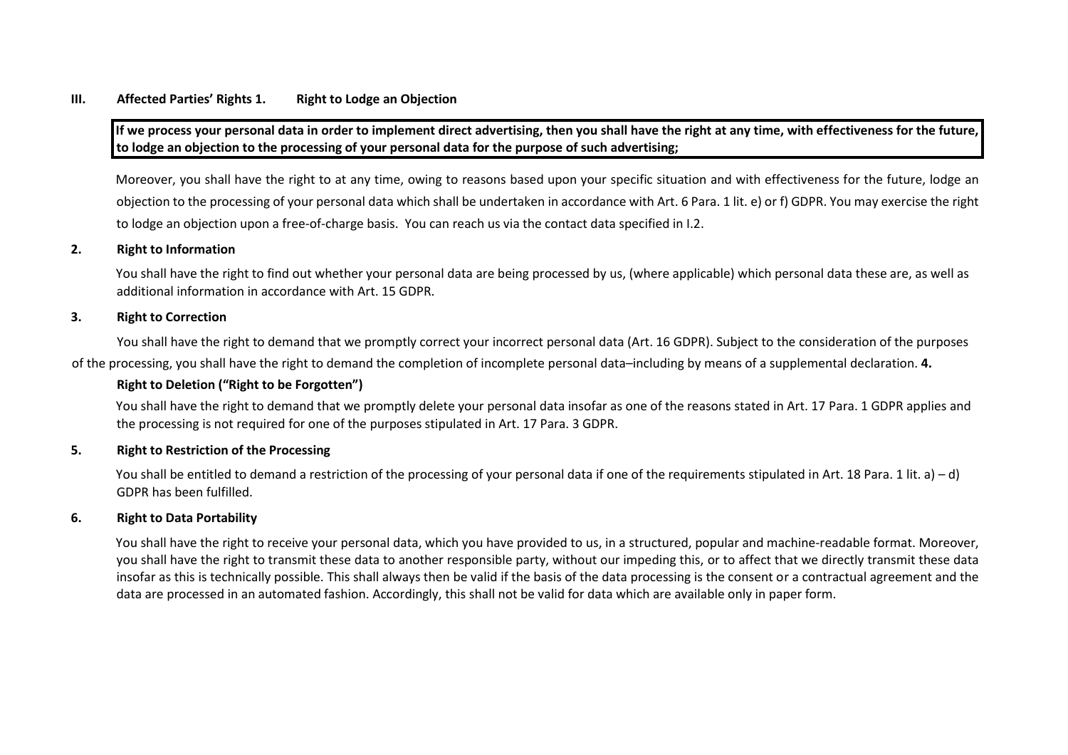## III. Affected Parties' Rights

### 1. Right to Lodge an Objection

**If we process your personal data in order to implement direct advertising, then you shall have the right at any time, with effectiveness for the future, to lodge an objection to the processing of your personal data for the purpose of such advertising;**

Moreover, you shall have the right to at any time, owing to reasons based upon your specific situation and with effectiveness for the future, lodge an objection to the processing of your personal data which shall be undertaken in accordance with Art. 6 Para. 1 lit. e) or f) GDPR. You may exercise the right to lodge an objection upon a free-of-charge basis. You can reach us via the contact data specified in I.2.

### 2. Right to Information

You shall have the right to find out whether your personal data are being processed by us, (where applicable) which personal data these are, as well as additional information in accordance with Art. 15 GDPR.

### 3. Right to Correction

You shall have the right to demand that we promptly correct your incorrect personal data (Art. 16 GDPR). Subject to the consideration of the purposes of the processing, you shall have the right to demand the completion of incomplete personal data–including by means of a supplemental declaration.

### 4. Right to Deletion ("Right to be Forgotten")

You shall have the right to demand that we promptly delete your personal data insofar as one of the reasons stated in Art. 17 Para. 1 GDPR applies and the processing is not required for one of the purposes stipulated in Art. 17 Para. 3 GDPR.

### 5. Right to Restriction of the Processing

You shall be entitled to demand a restriction of the processing of your personal data if one of the requirements stipulated in Art. 18 Para. 1 lit. a) – d) GDPR has been fulfilled.

### 6. Right to Data Portability

You shall have the right to receive your personal data, which you have provided to us, in a structured, popular and machine-readable format. Moreover, you shall have the right to transmit these data to another responsible party, without our impeding this, or to affect that we directly transmit these data insofar as this is technically possible. This shall always then be valid if the basis of the data processing is the consent or a contractual agreement and the data are processed in an automated fashion. Accordingly, this shall not be valid for data which are available only in paper form.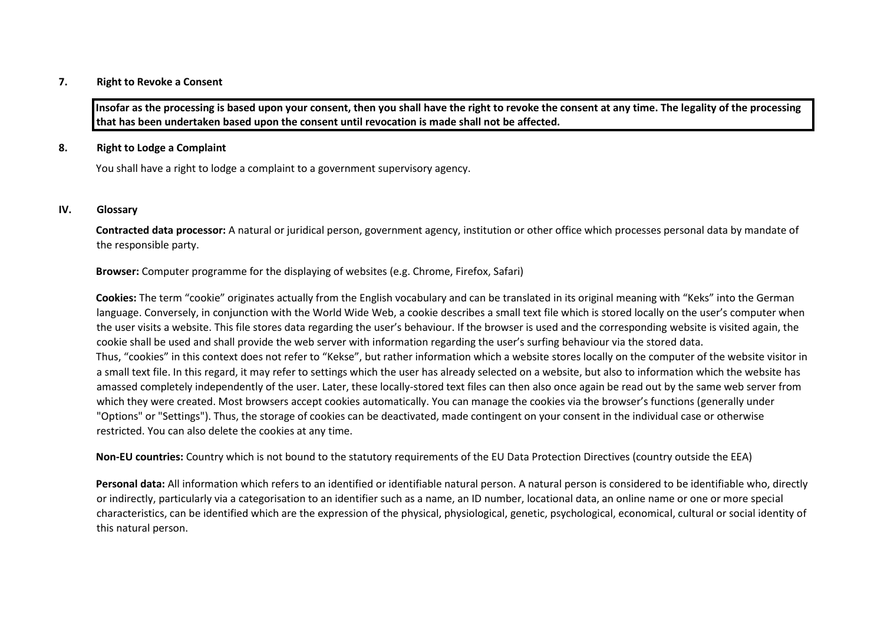### 7. Right to Revoke a Consent

**Insofar as the processing is based upon your consent, then you shall have the right to revoke the consent at any time. The legality of the processing that has been undertaken based upon the consent until revocation is made shall not be affected.**

### 8. Right to Lodge a Complaint

You shall have a right to lodge a complaint to a government supervisory agency.

## IV. Glossary

**Contracted data processor:** A natural or juridical person, government agency, institution or other office which processes personal data by mandate of the responsible party.

**Browser:** Computer programme for the displaying of websites (e.g. Chrome, Firefox, Safari)

**Cookies:** The term "cookie" originates actually from the English vocabulary and can be translated in its original meaning with "Keks" into the German language. Conversely, in conjunction with the World Wide Web, a cookie describes a small text file which is stored locally on the user's computer when the user visits a website. This file stores data regarding the user's behaviour. If the browser is used and the corresponding website is visited again, the cookie shall be used and shall provide the web server with information regarding the user's surfing behaviour via the stored data.
Thus, "cookies" in this context does not refer to "Kekse", but rather information which a website stores locally on the computer of the website visitor in a small text file. In this regard, it may refer to settings which the user has already selected on a website, but also to information which the website has amassed completely independently of the user. Later, these locally-stored text files can then also once again be read out by the same web server from which they were created. Most browsers accept cookies automatically. You can manage the cookies via the browser's functions (generally under "Options" or "Settings"). Thus, the storage of cookies can be deactivated, made contingent on your consent in the individual case or otherwise restricted. You can also delete the cookies at any time.

**Non-EU countries:** Country which is not bound to the statutory requirements of the EU Data Protection Directives (country outside the EEA)

**Personal data:** All information which refers to an identified or identifiable natural person. A natural person is considered to be identifiable who, directly or indirectly, particularly via a categorisation to an identifier such as a name, an ID number, locational data, an online name or one or more special characteristics, can be identified which are the expression of the physical, physiological, genetic, psychological, economical, cultural or social identity of this natural person.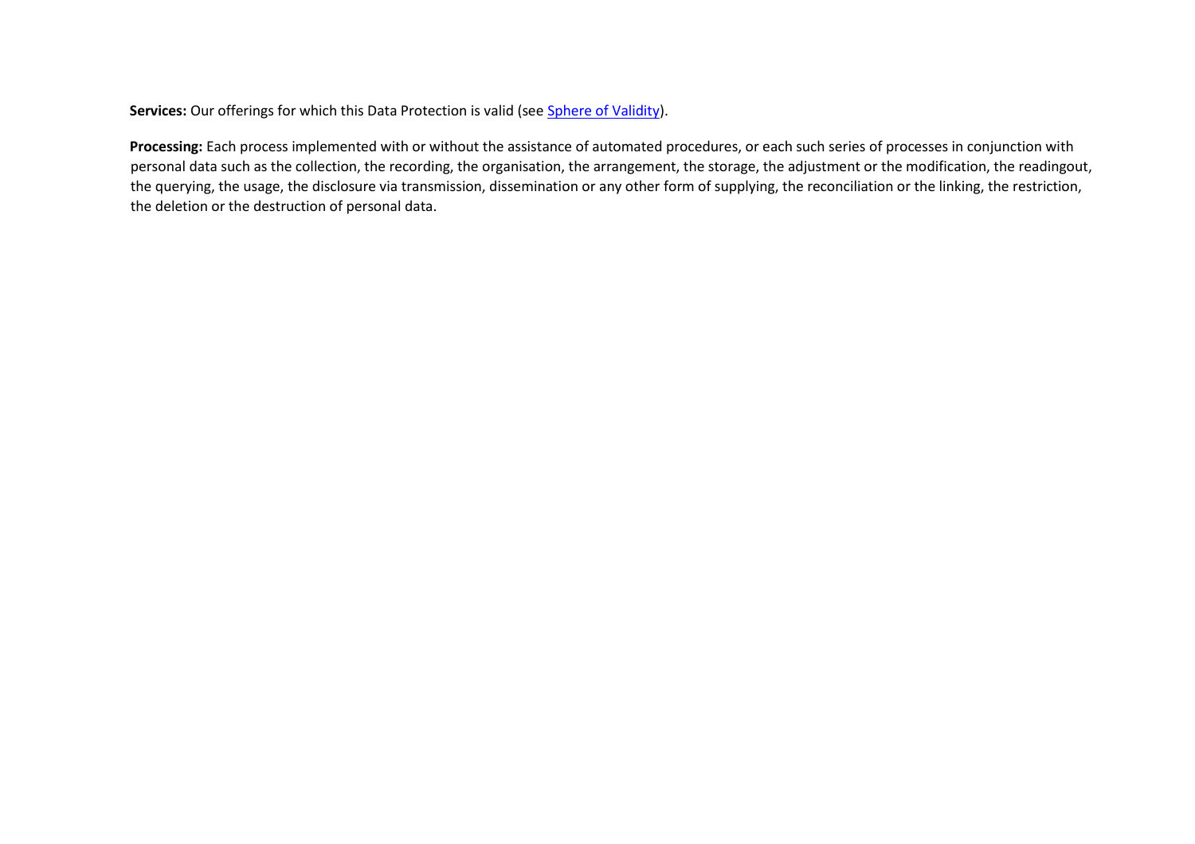**Services:** Our offerings for which this Data Protection is valid (see Sphere of Validity).

**Processing:** Each process implemented with or without the assistance of automated procedures, or each such series of processes in conjunction with personal data such as the collection, the recording, the organisation, the arrangement, the storage, the adjustment or the modification, the readingout, the querying, the usage, the disclosure via transmission, dissemination or any other form of supplying, the reconciliation or the linking, the restriction, the deletion or the destruction of personal data.